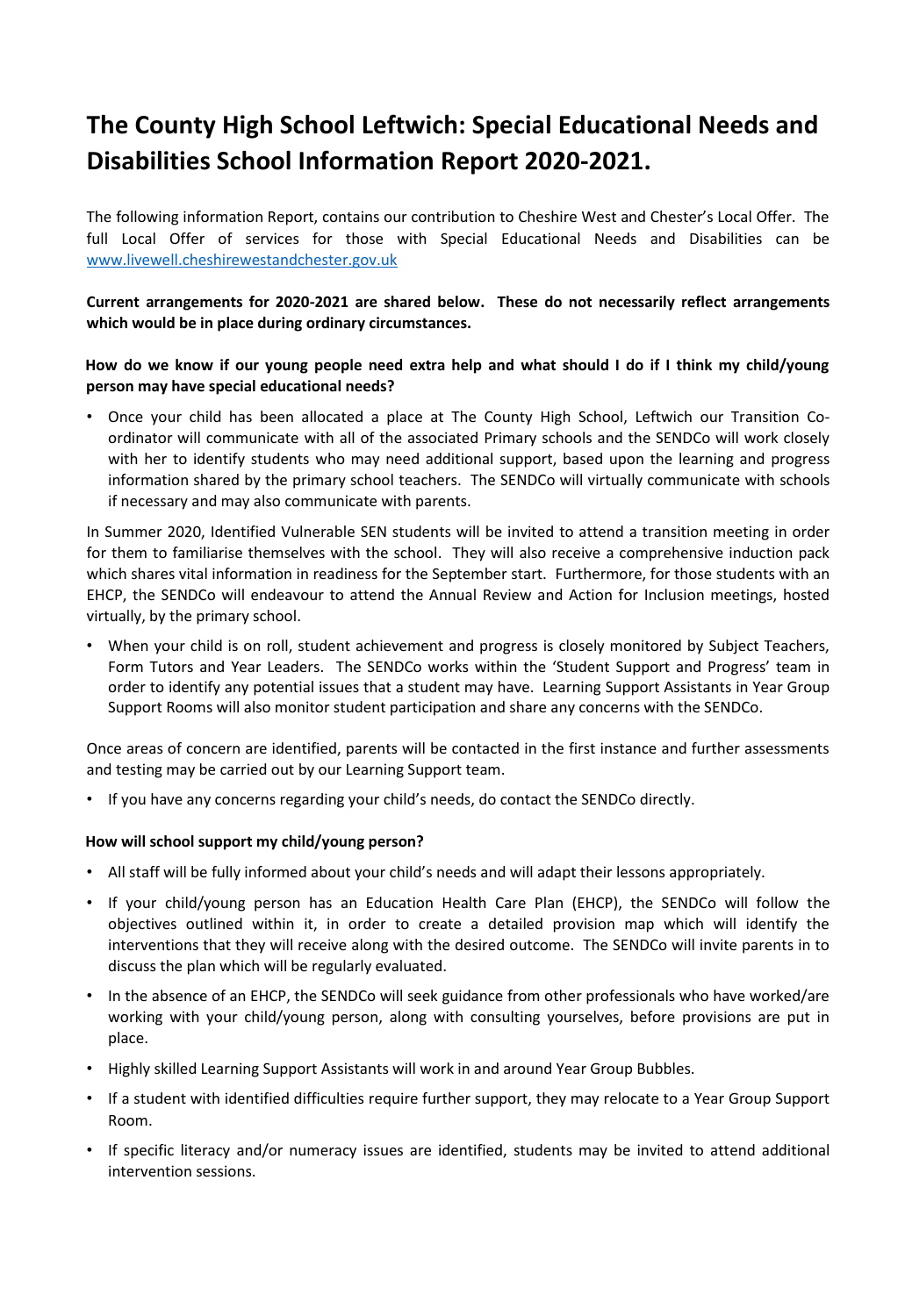# The County High School Leftwich: Special Educational Needs and Disabilities School Information Report 2020-2021.

The following information Report, contains our contribution to Cheshire West and Chester's Local Offer. The full Local Offer of services for those with Special Educational Needs and Disabilities can be [www.livewell.cheshirewestandchester.gov.uk](http://www.livewell.cheshirewestandchester.gov.uk)

**Current arrangements for 2020-2021 are shared below. These do not necessarily reflect arrangements which would be in place during ordinary circumstances.**

**How do we know if our young people need extra help and what should I do if I think my child/young person may have special educational needs?**

- Once your child has been allocated a place at The County High School, Leftwich our Transition Co-ordinator will communicate with all of the associated Primary schools and the SENDCo will work closely with her to identify students who may need additional support, based upon the learning and progress information shared by the primary school teachers. The SENDCo will virtually communicate with schools if necessary and may also communicate with parents.

In Summer 2020, Identified Vulnerable SEN students will be invited to attend a transition meeting in order for them to familiarise themselves with the school. They will also receive a comprehensive induction pack which shares vital information in readiness for the September start. Furthermore, for those students with an EHCP, the SENDCo will endeavour to attend the Annual Review and Action for Inclusion meetings, hosted virtually, by the primary school.

- When your child is on roll, student achievement and progress is closely monitored by Subject Teachers, Form Tutors and Year Leaders. The SENDCo works within the 'Student Support and Progress' team in order to identify any potential issues that a student may have. Learning Support Assistants in Year Group Support Rooms will also monitor student participation and share any concerns with the SENDCo.

Once areas of concern are identified, parents will be contacted in the first instance and further assessments and testing may be carried out by our Learning Support team.

- If you have any concerns regarding your child's needs, do contact the SENDCo directly.

**How will school support my child/young person?**

- All staff will be fully informed about your child's needs and will adapt their lessons appropriately.
- If your child/young person has an Education Health Care Plan (EHCP), the SENDCo will follow the objectives outlined within it, in order to create a detailed provision map which will identify the interventions that they will receive along with the desired outcome. The SENDCo will invite parents in to discuss the plan which will be regularly evaluated.
- In the absence of an EHCP, the SENDCo will seek guidance from other professionals who have worked/are working with your child/young person, along with consulting yourselves, before provisions are put in place.
- Highly skilled Learning Support Assistants will work in and around Year Group Bubbles.
- If a student with identified difficulties require further support, they may relocate to a Year Group Support Room.
- If specific literacy and/or numeracy issues are identified, students may be invited to attend additional intervention sessions.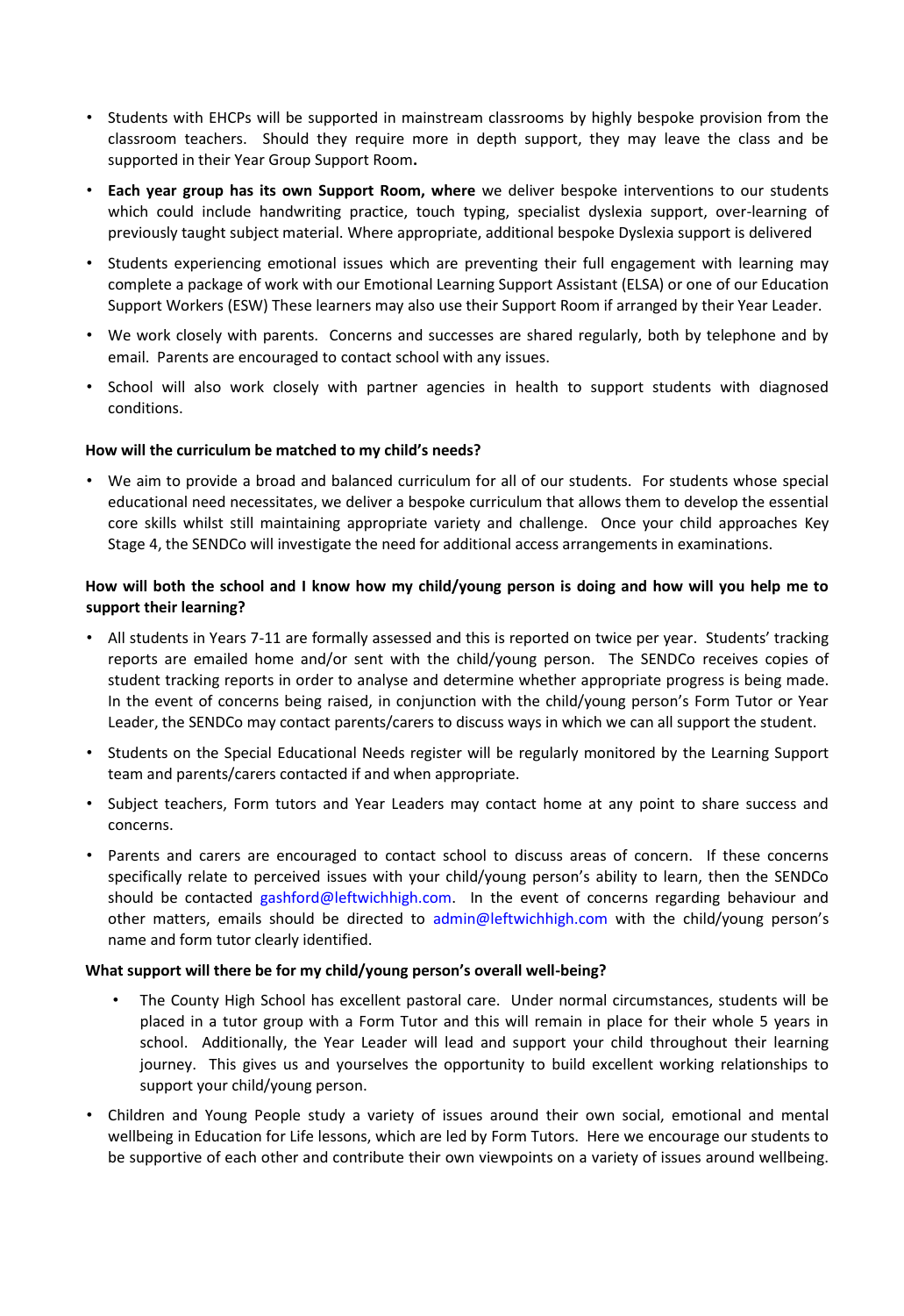- Students with EHCPs will be supported in mainstream classrooms by highly bespoke provision from the classroom teachers. Should they require more in depth support, they may leave the class and be supported in their Year Group Support Room**.**
- **Each year group has its own Support Room, where** we deliver bespoke interventions to our students which could include handwriting practice, touch typing, specialist dyslexia support, over-learning of previously taught subject material. Where appropriate, additional bespoke Dyslexia support is delivered
- Students experiencing emotional issues which are preventing their full engagement with learning may complete a package of work with our Emotional Learning Support Assistant (ELSA) or one of our Education Support Workers (ESW) These learners may also use their Support Room if arranged by their Year Leader.
- We work closely with parents. Concerns and successes are shared regularly, both by telephone and by email. Parents are encouraged to contact school with any issues.
- School will also work closely with partner agencies in health to support students with diagnosed conditions.

**How will the curriculum be matched to my child's needs?**

- We aim to provide a broad and balanced curriculum for all of our students. For students whose special educational need necessitates, we deliver a bespoke curriculum that allows them to develop the essential core skills whilst still maintaining appropriate variety and challenge. Once your child approaches Key Stage 4, the SENDCo will investigate the need for additional access arrangements in examinations.

**How will both the school and I know how my child/young person is doing and how will you help me to support their learning?**

- All students in Years 7-11 are formally assessed and this is reported on twice per year. Students' tracking reports are emailed home and/or sent with the child/young person. The SENDCo receives copies of student tracking reports in order to analyse and determine whether appropriate progress is being made. In the event of concerns being raised, in conjunction with the child/young person's Form Tutor or Year Leader, the SENDCo may contact parents/carers to discuss ways in which we can all support the student.
- Students on the Special Educational Needs register will be regularly monitored by the Learning Support team and parents/carers contacted if and when appropriate.
- Subject teachers, Form tutors and Year Leaders may contact home at any point to share success and concerns.
- Parents and carers are encouraged to contact school to discuss areas of concern. If these concerns specifically relate to perceived issues with your child/young person's ability to learn, then the SENDCo should be contacted gashford@leftwichhigh.com. In the event of concerns regarding behaviour and other matters, emails should be directed to admin@leftwichhigh.com with the child/young person's name and form tutor clearly identified.

**What support will there be for my child/young person's overall well-being?**

- The County High School has excellent pastoral care. Under normal circumstances, students will be placed in a tutor group with a Form Tutor and this will remain in place for their whole 5 years in school. Additionally, the Year Leader will lead and support your child throughout their learning journey. This gives us and yourselves the opportunity to build excellent working relationships to support your child/young person.
- Children and Young People study a variety of issues around their own social, emotional and mental wellbeing in Education for Life lessons, which are led by Form Tutors. Here we encourage our students to be supportive of each other and contribute their own viewpoints on a variety of issues around wellbeing.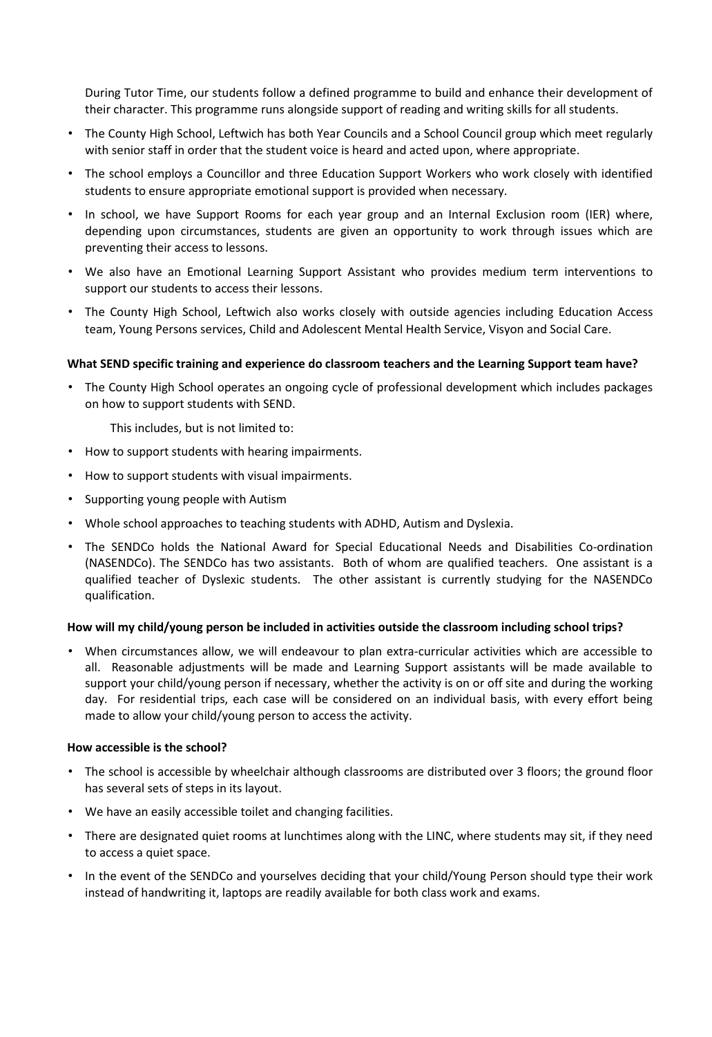During Tutor Time, our students follow a defined programme to build and enhance their development of their character. This programme runs alongside support of reading and writing skills for all students.

- The County High School, Leftwich has both Year Councils and a School Council group which meet regularly with senior staff in order that the student voice is heard and acted upon, where appropriate.
- The school employs a Councillor and three Education Support Workers who work closely with identified students to ensure appropriate emotional support is provided when necessary.
- In school, we have Support Rooms for each year group and an Internal Exclusion room (IER) where, depending upon circumstances, students are given an opportunity to work through issues which are preventing their access to lessons.
- We also have an Emotional Learning Support Assistant who provides medium term interventions to support our students to access their lessons.
- The County High School, Leftwich also works closely with outside agencies including Education Access team, Young Persons services, Child and Adolescent Mental Health Service, Visyon and Social Care.

**What SEND specific training and experience do classroom teachers and the Learning Support team have?**

- The County High School operates an ongoing cycle of professional development which includes packages on how to support students with SEND.

  This includes, but is not limited to:

- How to support students with hearing impairments.
- How to support students with visual impairments.
- Supporting young people with Autism
- Whole school approaches to teaching students with ADHD, Autism and Dyslexia.
- The SENDCo holds the National Award for Special Educational Needs and Disabilities Co-ordination (NASENDCo). The SENDCo has two assistants. Both of whom are qualified teachers. One assistant is a qualified teacher of Dyslexic students. The other assistant is currently studying for the NASENDCo qualification.

**How will my child/young person be included in activities outside the classroom including school trips?**

- When circumstances allow, we will endeavour to plan extra-curricular activities which are accessible to all. Reasonable adjustments will be made and Learning Support assistants will be made available to support your child/young person if necessary, whether the activity is on or off site and during the working day. For residential trips, each case will be considered on an individual basis, with every effort being made to allow your child/young person to access the activity.

**How accessible is the school?**

- The school is accessible by wheelchair although classrooms are distributed over 3 floors; the ground floor has several sets of steps in its layout.
- We have an easily accessible toilet and changing facilities.
- There are designated quiet rooms at lunchtimes along with the LINC, where students may sit, if they need to access a quiet space.
- In the event of the SENDCo and yourselves deciding that your child/Young Person should type their work instead of handwriting it, laptops are readily available for both class work and exams.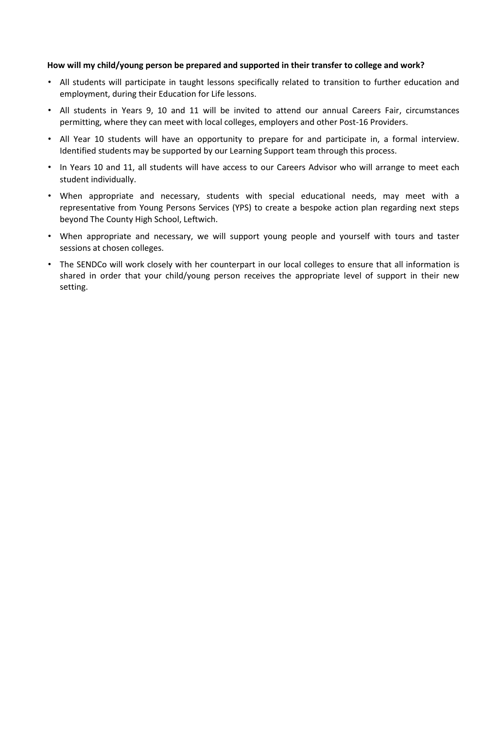**How will my child/young person be prepared and supported in their transfer to college and work?**

- All students will participate in taught lessons specifically related to transition to further education and employment, during their Education for Life lessons.
- All students in Years 9, 10 and 11 will be invited to attend our annual Careers Fair, circumstances permitting, where they can meet with local colleges, employers and other Post-16 Providers.
- All Year 10 students will have an opportunity to prepare for and participate in, a formal interview. Identified students may be supported by our Learning Support team through this process.
- In Years 10 and 11, all students will have access to our Careers Advisor who will arrange to meet each student individually.
- When appropriate and necessary, students with special educational needs, may meet with a representative from Young Persons Services (YPS) to create a bespoke action plan regarding next steps beyond The County High School, Leftwich.
- When appropriate and necessary, we will support young people and yourself with tours and taster sessions at chosen colleges.
- The SENDCo will work closely with her counterpart in our local colleges to ensure that all information is shared in order that your child/young person receives the appropriate level of support in their new setting.